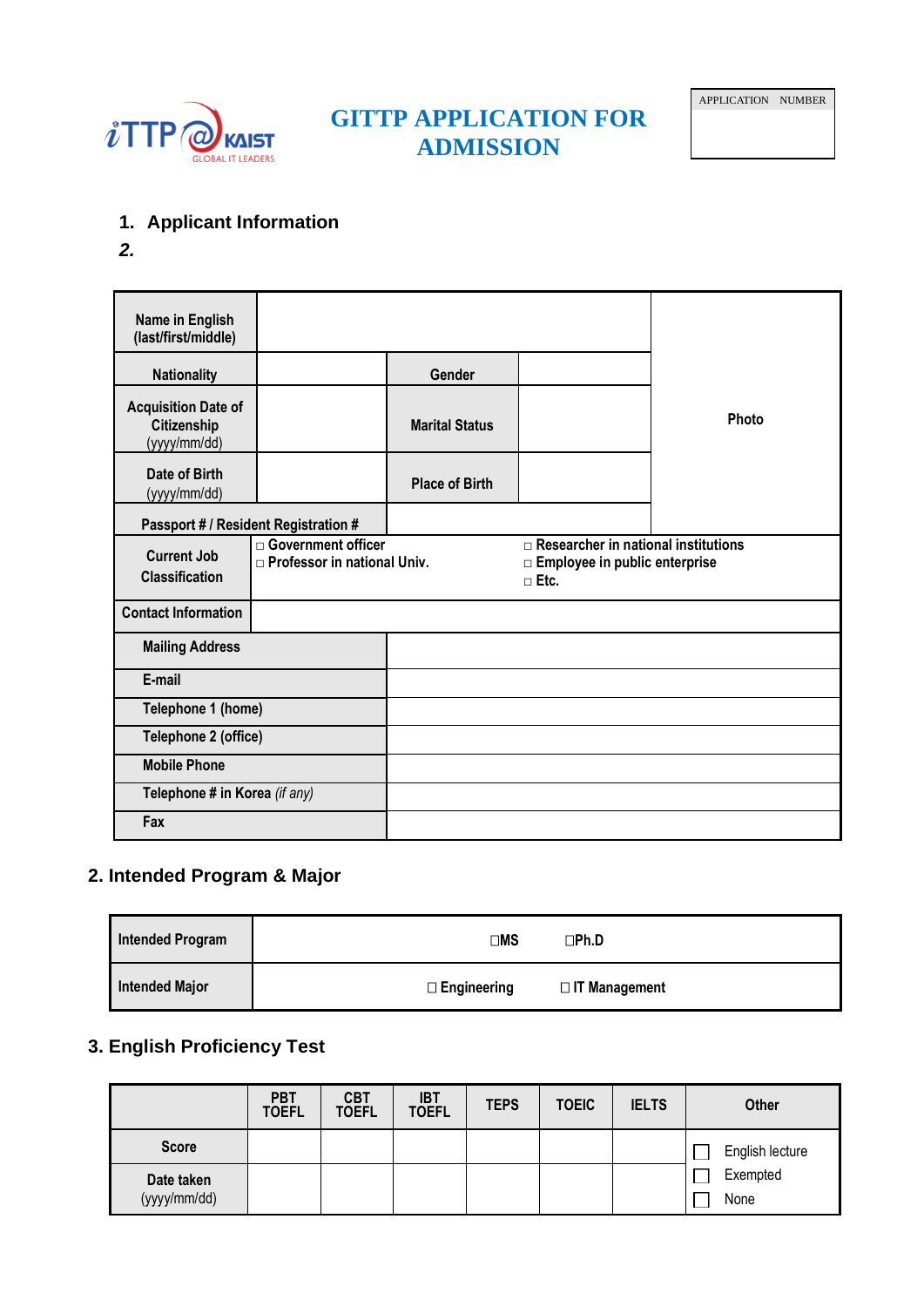iTTP @ KAIST GLOBAL IT LEADERS

# GITTP APPLICATION FOR ADMISSION

| APPLICATION NUMBER |
|---|
| |

## 1. Applicant Information

*2.*

| Name in English (last/first/middle) | | | | Photo |
|---|---|---|---|---|
| Nationality | | Gender | | |
| Acquisition Date of Citizenship (yyyy/mm/dd) | | Marital Status | | |
| Date of Birth (yyyy/mm/dd) | | Place of Birth | | |
| Passport # / Resident Registration # | | | | |

| Current Job Classification | □ Government officer<br>□ Professor in national Univ. | □ Researcher in national institutions<br>□ Employee in public enterprise<br>□ Etc. |
|---|---|---|
| Contact Information | | |

| Mailing Address | |
|---|---|
| E-mail | |
| Telephone 1 (home) | |
| Telephone 2 (office) | |
| Mobile Phone | |
| Telephone # in Korea *(if any)* | |
| Fax | |

## 2. Intended Program & Major

| Intended Program | □MS □Ph.D |
|---|---|
| Intended Major | □ Engineering □ IT Management |

## 3. English Proficiency Test

| | PBT TOEFL | CBT TOEFL | IBT TOEFL | TEPS | TOEIC | IELTS | Other |
|---|---|---|---|---|---|---|---|
| Score | | | | | | | ☐ English lecture<br>☐ Exempted<br>☐ None |
| Date taken (yyyy/mm/dd) | | | | | | | |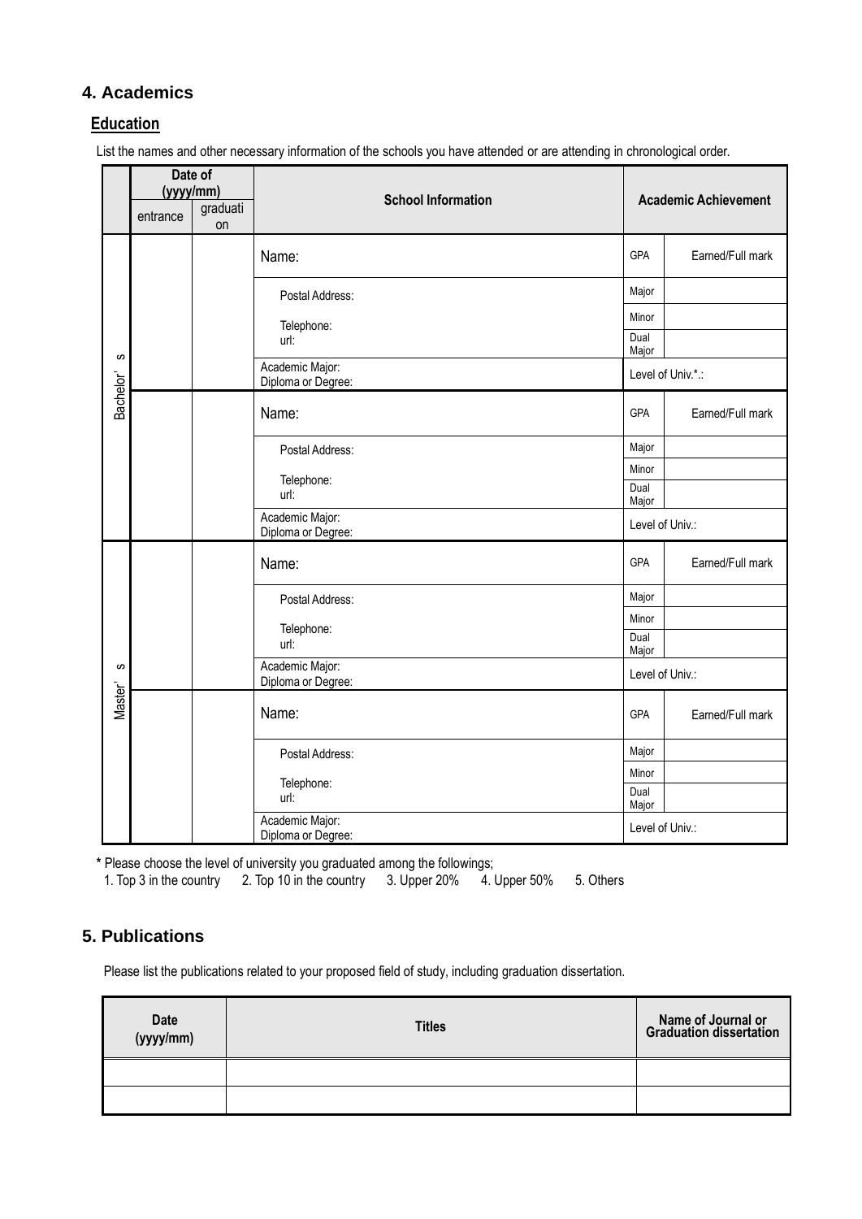## 4. Academics

### Education

List the names and other necessary information of the schools you have attended or are attending in chronological order.

| | Date of (yyyy/mm) | | School Information | Academic Achievement | |
|---|---|---|---|---|---|
| | entrance | graduation | | | |
| Bachelor's | | | Name: | GPA | Earned/Full mark |
| | | | Postal Address: | Major | |
| | | | Telephone: | Minor | |
| | | | url: | Dual Major | |
| | | | Academic Major: Diploma or Degree: | Level of Univ.*.: | |
| | | | Name: | GPA | Earned/Full mark |
| | | | Postal Address: | Major | |
| | | | Telephone: | Minor | |
| | | | url: | Dual Major | |
| | | | Academic Major: Diploma or Degree: | Level of Univ.: | |
| Master's | | | Name: | GPA | Earned/Full mark |
| | | | Postal Address: | Major | |
| | | | Telephone: | Minor | |
| | | | url: | Dual Major | |
| | | | Academic Major: Diploma or Degree: | Level of Univ.: | |
| | | | Name: | GPA | Earned/Full mark |
| | | | Postal Address: | Major | |
| | | | Telephone: | Minor | |
| | | | url: | Dual Major | |
| | | | Academic Major: Diploma or Degree: | Level of Univ.: | |

* Please choose the level of university you graduated among the followings;
1. Top 3 in the country  2. Top 10 in the country  3. Upper 20%  4. Upper 50%  5. Others

## 5. Publications

Please list the publications related to your proposed field of study, including graduation dissertation.

| Date (yyyy/mm) | Titles | Name of Journal or Graduation dissertation |
|---|---|---|
| | | |
| | | |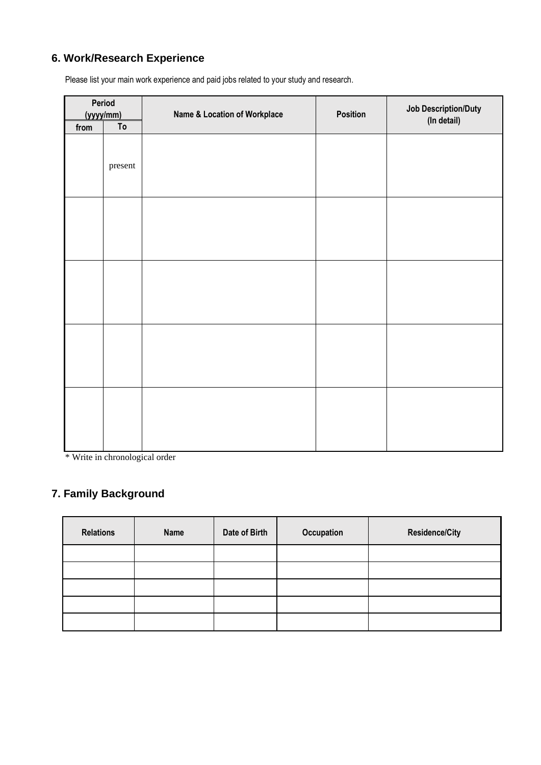## 6. Work/Research Experience

Please list your main work experience and paid jobs related to your study and research.

| Period (yyyy/mm) | | Name & Location of Workplace | Position | Job Description/Duty (In detail) |
|---|---|---|---|---|
| from | To | | | |
| | present | | | |
| | | | | |
| | | | | |
| | | | | |
| | | | | |

* Write in chronological order

## 7. Family Background

| Relations | Name | Date of Birth | Occupation | Residence/City |
|---|---|---|---|---|
| | | | | |
| | | | | |
| | | | | |
| | | | | |
| | | | | |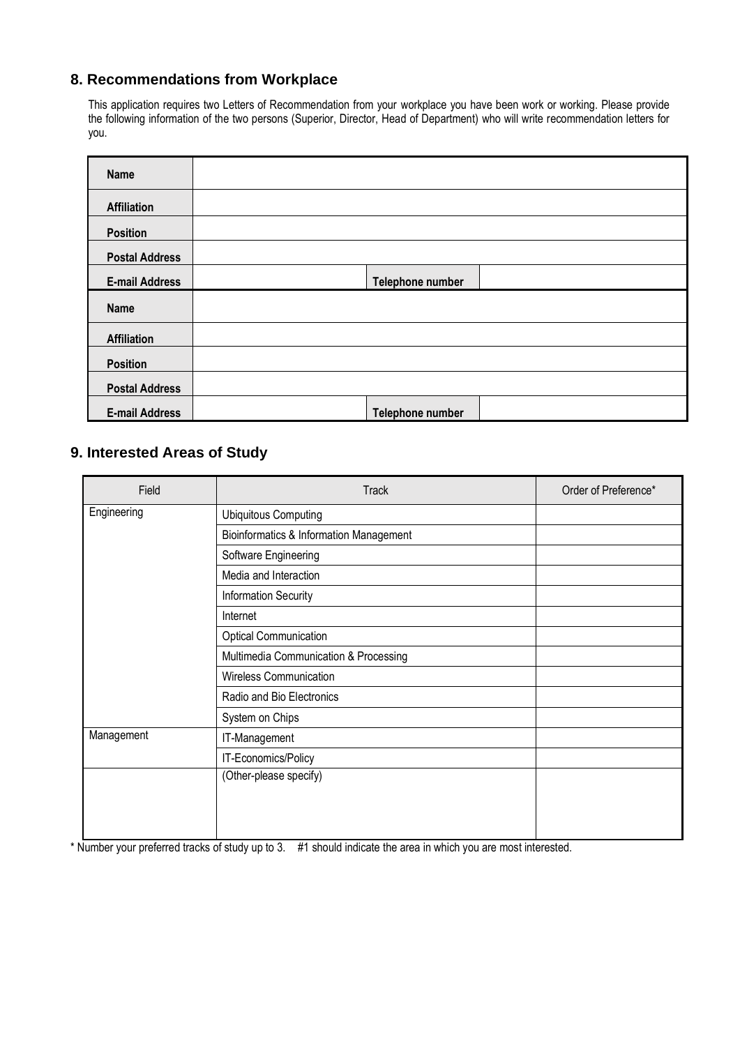## 8. Recommendations from Workplace

This application requires two Letters of Recommendation from your workplace you have been work or working. Please provide the following information of the two persons (Superior, Director, Head of Department) who will write recommendation letters for you.

| | | | |
|---|---|---|---|
| **Name** | | | |
| **Affiliation** | | | |
| **Position** | | | |
| **Postal Address** | | | |
| **E-mail Address** | | **Telephone number** | |
| **Name** | | | |
| **Affiliation** | | | |
| **Position** | | | |
| **Postal Address** | | | |
| **E-mail Address** | | **Telephone number** | |

## 9. Interested Areas of Study

| Field | Track | Order of Preference* |
|---|---|---|
| Engineering | Ubiquitous Computing | |
| | Bioinformatics & Information Management | |
| | Software Engineering | |
| | Media and Interaction | |
| | Information Security | |
| | Internet | |
| | Optical Communication | |
| | Multimedia Communication & Processing | |
| | Wireless Communication | |
| | Radio and Bio Electronics | |
| | System on Chips | |
| Management | IT-Management | |
| | IT-Economics/Policy | |
| | (Other-please specify) | |

* Number your preferred tracks of study up to 3. #1 should indicate the area in which you are most interested.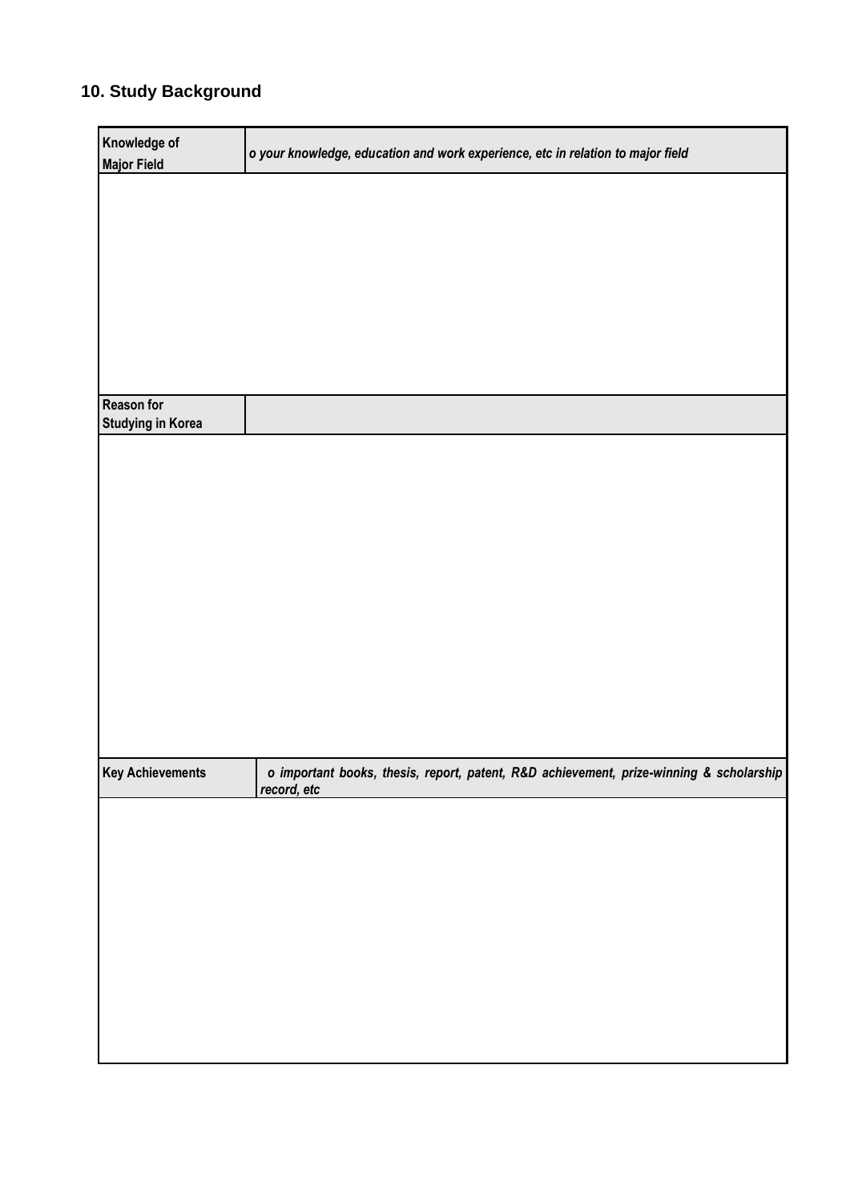## 10. Study Background

| Knowledge of Major Field | ***o your knowledge, education and work experience, etc in relation to major field*** |
|---|---|
| | |
| **Reason for Studying in Korea** | |
| | |
| **Key Achievements** | ***o important books, thesis, report, patent, R&D achievement, prize-winning & scholarship record, etc*** |
| | |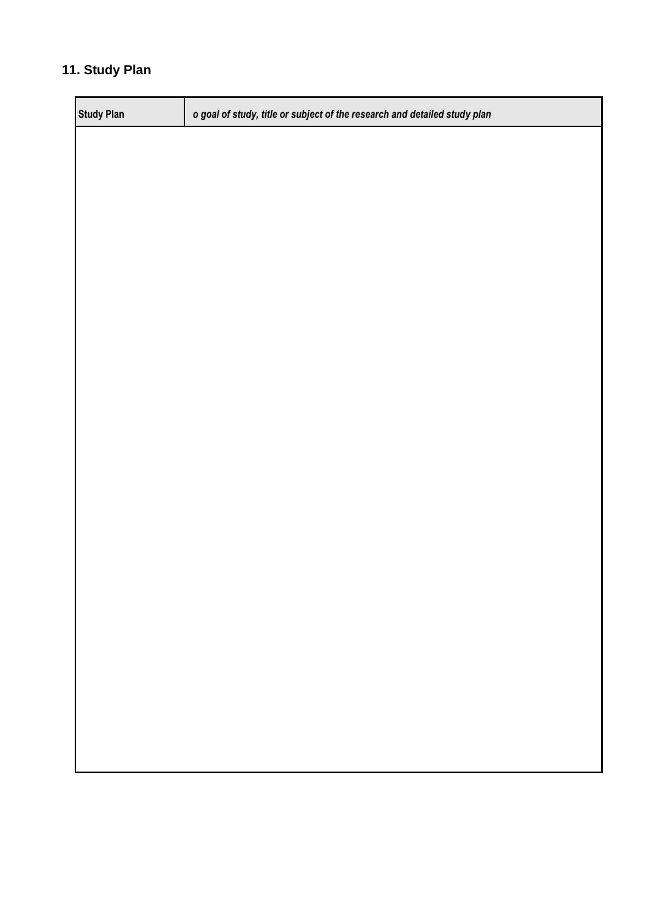## 11. Study Plan

| **Study Plan** | ***o goal of study, title or subject of the research and detailed study plan*** |
|---|---|
| | |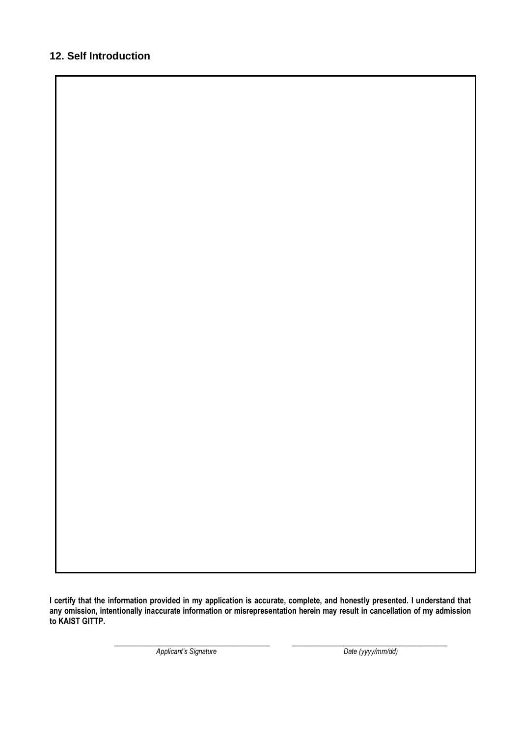## 12. Self Introduction

**I certify that the information provided in my application is accurate, complete, and honestly presented. I understand that any omission, intentionally inaccurate information or misrepresentation herein may result in cancellation of my admission to KAIST GITTP.**

| ______________________________ | ______________________________ |
|---|---|
| *Applicant's Signature* | *Date (yyyy/mm/dd)* |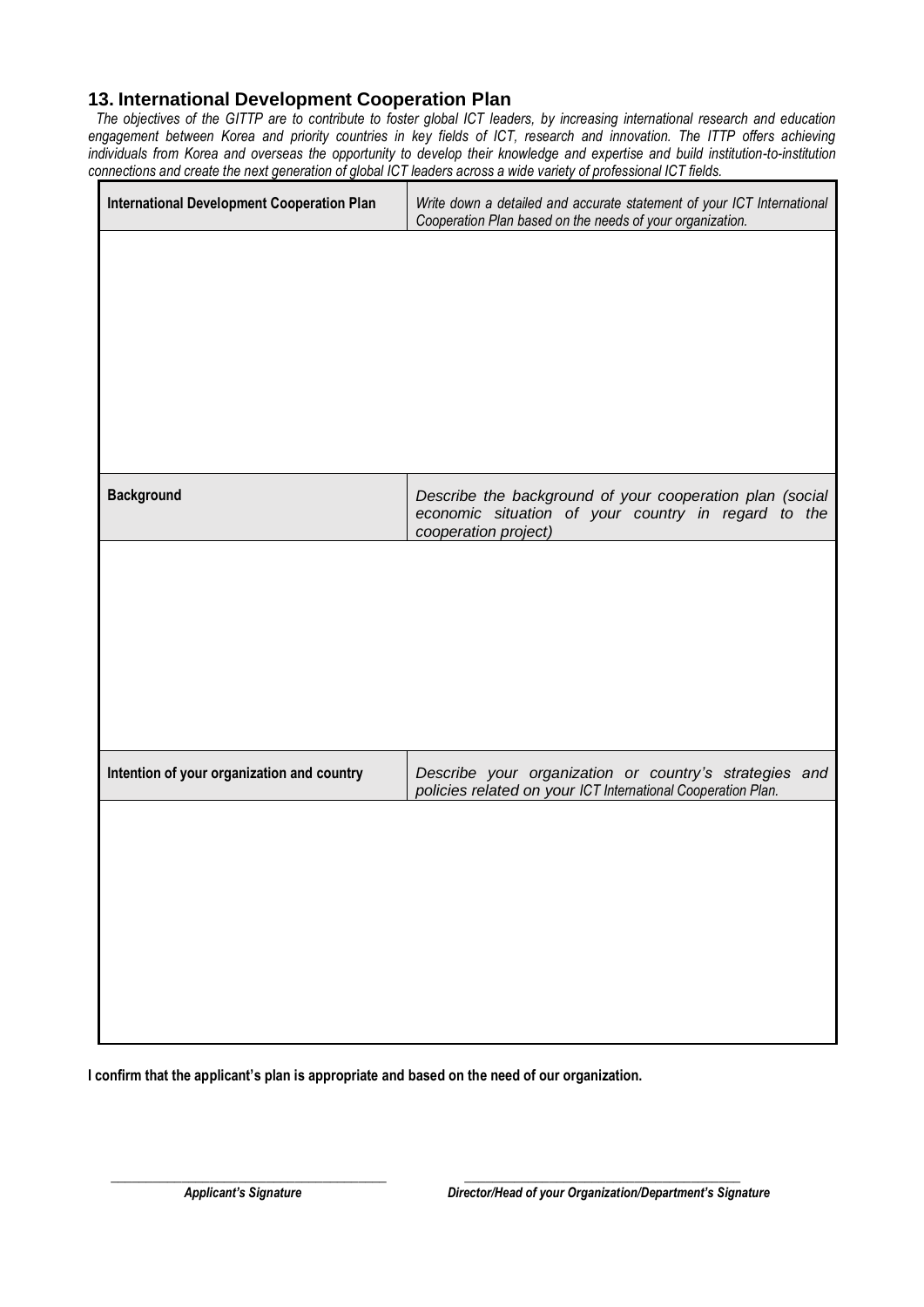## 13. International Development Cooperation Plan

*The objectives of the GITTP are to contribute to foster global ICT leaders, by increasing international research and education engagement between Korea and priority countries in key fields of ICT, research and innovation. The ITTP offers achieving individuals from Korea and overseas the opportunity to develop their knowledge and expertise and build institution-to-institution connections and create the next generation of global ICT leaders across a wide variety of professional ICT fields.*

| | |
|---|---|
| **International Development Cooperation Plan** | *Write down a detailed and accurate statement of your ICT International Cooperation Plan based on the needs of your organization.* |
| | |
| **Background** | *Describe the background of your cooperation plan (social economic situation of your country in regard to the cooperation project)* |
| | |
| **Intention of your organization and country** | *Describe your organization or country's strategies and policies related on your ICT International Cooperation Plan.* |
| | |

**I confirm that the applicant's plan is appropriate and based on the need of our organization.**

\_\_\_\_\_\_\_\_\_\_\_\_\_\_\_\_\_\_\_\_\_\_\_\_\_\_\_\_\_\_\_\_\_\_\_\_\_\_\_\_
***Applicant's Signature***

\_\_\_\_\_\_\_\_\_\_\_\_\_\_\_\_\_\_\_\_\_\_\_\_\_\_\_\_\_\_\_\_\_\_\_\_\_\_\_\_
***Director/Head of your Organization/Department's Signature***